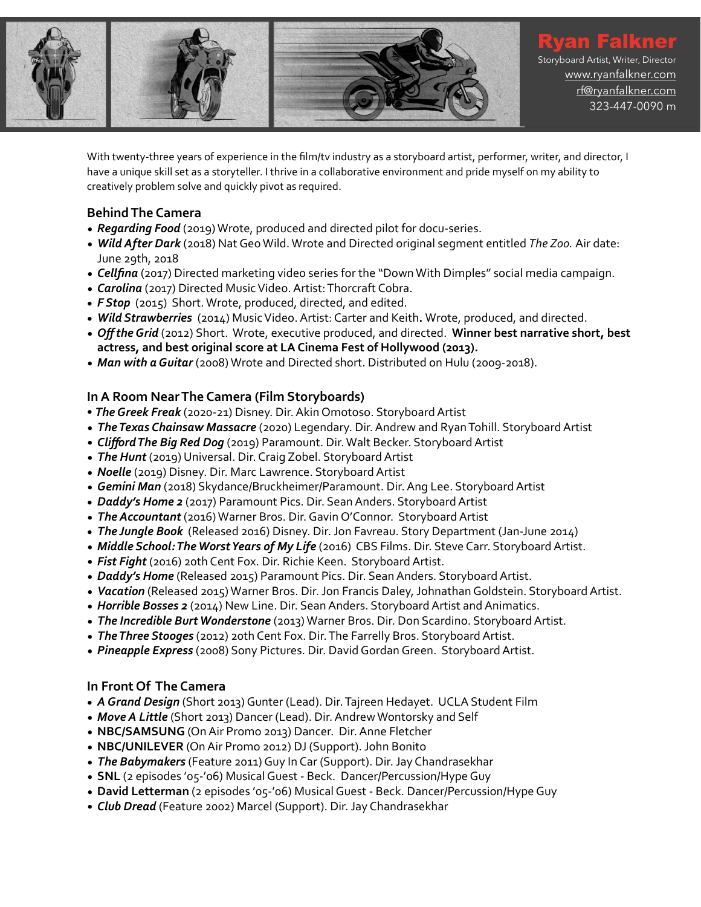# Ryan Falkner

Storyboard Artist, Writer, Director
www.ryanfalkner.com
rf@ryanfalkner.com
323-447-0090 m

With twenty-three years of experience in the film/tv industry as a storyboard artist, performer, writer, and director, I have a unique skill set as a storyteller. I thrive in a collaborative environment and pride myself on my ability to creatively problem solve and quickly pivot as required.

### Behind The Camera

- ***Regarding Food*** (2019) Wrote, produced and directed pilot for docu-series.
- ***Wild After Dark*** (2018) Nat Geo Wild. Wrote and Directed original segment entitled *The Zoo.* Air date: June 29th, 2018
- ***Cellfina*** (2017) Directed marketing video series for the "Down With Dimples" social media campaign.
- ***Carolina*** (2017) Directed Music Video. Artist: Thorcraft Cobra.
- ***F Stop*** (2015) Short. Wrote, produced, directed, and edited.
- ***Wild Strawberries*** (2014) Music Video. Artist: Carter and Keith**.** Wrote, produced, and directed.
- ***Off the Grid*** (2012) Short. Wrote, executive produced, and directed. **Winner best narrative short, best actress, and best original score at LA Cinema Fest of Hollywood (2013).**
- ***Man with a Guitar*** (2008) Wrote and Directed short. Distributed on Hulu (2009-2018).

### In A Room Near The Camera (Film Storyboards)

- ***The Greek Freak*** (2020-21) Disney. Dir. Akin Omotoso. Storyboard Artist
- ***The Texas Chainsaw Massacre*** (2020) Legendary. Dir. Andrew and Ryan Tohill. Storyboard Artist
- ***Clifford The Big Red Dog*** (2019) Paramount. Dir. Walt Becker. Storyboard Artist
- ***The Hunt*** (2019) Universal. Dir. Craig Zobel. Storyboard Artist
- ***Noelle*** (2019) Disney. Dir. Marc Lawrence. Storyboard Artist
- ***Gemini Man*** (2018) Skydance/Bruckheimer/Paramount. Dir. Ang Lee. Storyboard Artist
- ***Daddy's Home 2*** (2017) Paramount Pics. Dir. Sean Anders. Storyboard Artist
- ***The Accountant*** (2016) Warner Bros. Dir. Gavin O'Connor. Storyboard Artist
- ***The Jungle Book*** (Released 2016) Disney. Dir. Jon Favreau. Story Department (Jan-June 2014)
- ***Middle School: The Worst Years of My Life*** (2016) CBS Films. Dir. Steve Carr. Storyboard Artist.
- ***Fist Fight*** (2016) 20th Cent Fox. Dir. Richie Keen. Storyboard Artist.
- ***Daddy's Home*** (Released 2015) Paramount Pics. Dir. Sean Anders. Storyboard Artist.
- ***Vacation*** (Released 2015) Warner Bros. Dir. Jon Francis Daley, Johnathan Goldstein. Storyboard Artist.
- ***Horrible Bosses 2*** (2014) New Line. Dir. Sean Anders. Storyboard Artist and Animatics.
- ***The Incredible Burt Wonderstone*** (2013) Warner Bros. Dir. Don Scardino. Storyboard Artist.
- ***The Three Stooges*** (2012) 20th Cent Fox. Dir. The Farrelly Bros. Storyboard Artist.
- ***Pineapple Express*** (2008) Sony Pictures. Dir. David Gordan Green. Storyboard Artist.

### In Front Of The Camera

- ***A Grand Design*** (Short 2013) Gunter (Lead). Dir. Tajreen Hedayet. UCLA Student Film
- ***Move A Little*** (Short 2013) Dancer (Lead). Dir. Andrew Wontorsky and Self
- **NBC/SAMSUNG** (On Air Promo 2013) Dancer. Dir. Anne Fletcher
- **NBC/UNILEVER** (On Air Promo 2012) DJ (Support). John Bonito
- ***The Babymakers*** (Feature 2011) Guy In Car (Support). Dir. Jay Chandrasekhar
- **SNL** (2 episodes '05-'06) Musical Guest - Beck. Dancer/Percussion/Hype Guy
- **David Letterman** (2 episodes '05-'06) Musical Guest - Beck. Dancer/Percussion/Hype Guy
- ***Club Dread*** (Feature 2002) Marcel (Support). Dir. Jay Chandrasekhar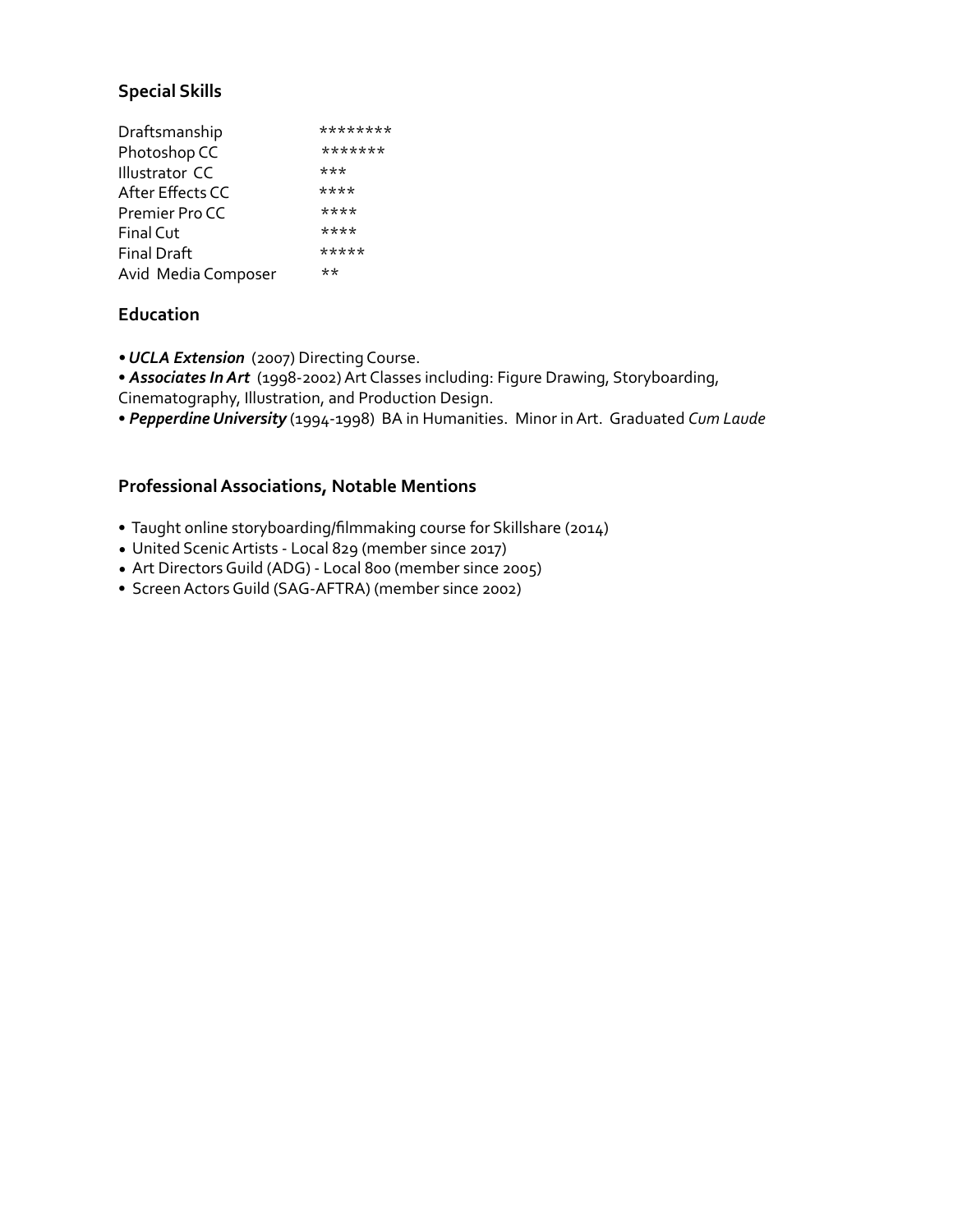## Special Skills

| | |
|---|---|
| Draftsmanship | ******** |
| Photoshop CC | ******* |
| Illustrator CC | *** |
| After Effects CC | **** |
| Premier Pro CC | **** |
| Final Cut | **** |
| Final Draft | ***** |
| Avid Media Composer | ** |

## Education

- ***UCLA Extension*** (2007) Directing Course.
- ***Associates In Art*** (1998-2002) Art Classes including: Figure Drawing, Storyboarding, Cinematography, Illustration, and Production Design.
- ***Pepperdine University*** (1994-1998) BA in Humanities. Minor in Art. Graduated *Cum Laude*

## Professional Associations, Notable Mentions

- Taught online storyboarding/filmmaking course for Skillshare (2014)
- United Scenic Artists - Local 829 (member since 2017)
- Art Directors Guild (ADG) - Local 800 (member since 2005)
- Screen Actors Guild (SAG-AFTRA) (member since 2002)